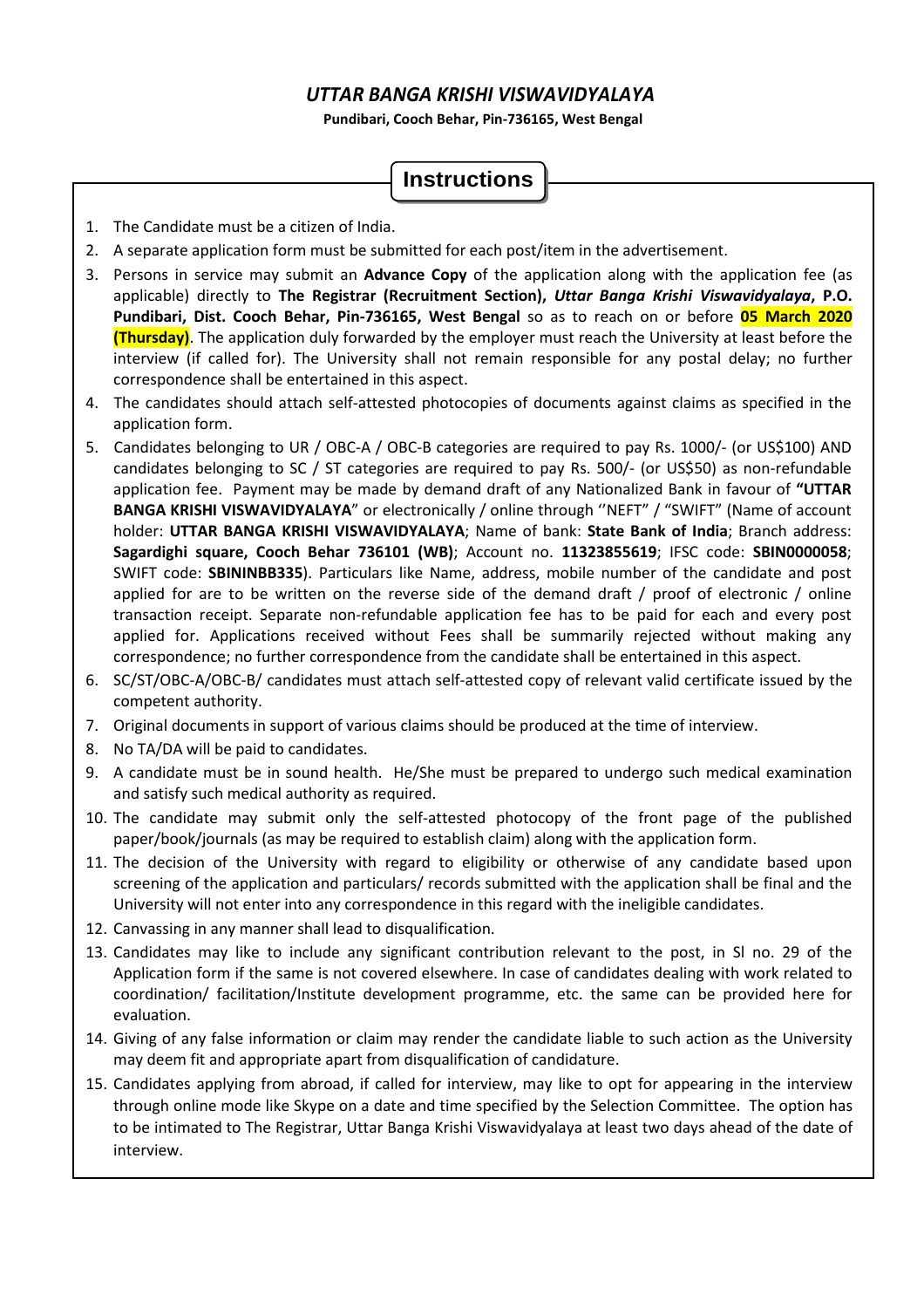# *UTTAR BANGA KRISHI VISWAVIDYALAYA*

**Pundibari, Cooch Behar, Pin-736165, West Bengal**

## Instructions

1. The Candidate must be a citizen of India.
2. A separate application form must be submitted for each post/item in the advertisement.
3. Persons in service may submit an **Advance Copy** of the application along with the application fee (as applicable) directly to **The Registrar (Recruitment Section),** ***Uttar Banga Krishi Viswavidyalaya*****, P.O. Pundibari, Dist. Cooch Behar, Pin-736165, West Bengal** so as to reach on or before **05 March 2020 (Thursday)**. The application duly forwarded by the employer must reach the University at least before the interview (if called for). The University shall not remain responsible for any postal delay; no further correspondence shall be entertained in this aspect.
4. The candidates should attach self-attested photocopies of documents against claims as specified in the application form.
5. Candidates belonging to UR / OBC-A / OBC-B categories are required to pay Rs. 1000/- (or US$100) AND candidates belonging to SC / ST categories are required to pay Rs. 500/- (or US$50) as non-refundable application fee. Payment may be made by demand draft of any Nationalized Bank in favour of **"UTTAR BANGA KRISHI VISWAVIDYALAYA**" or electronically / online through ''NEFT" / "SWIFT" (Name of account holder: **UTTAR BANGA KRISHI VISWAVIDYALAYA**; Name of bank: **State Bank of India**; Branch address: **Sagardighi square, Cooch Behar 736101 (WB)**; Account no. **11323855619**; IFSC code: **SBIN0000058**; SWIFT code: **SBININBB335**). Particulars like Name, address, mobile number of the candidate and post applied for are to be written on the reverse side of the demand draft / proof of electronic / online transaction receipt. Separate non-refundable application fee has to be paid for each and every post applied for. Applications received without Fees shall be summarily rejected without making any correspondence; no further correspondence from the candidate shall be entertained in this aspect.
6. SC/ST/OBC-A/OBC-B/ candidates must attach self-attested copy of relevant valid certificate issued by the competent authority.
7. Original documents in support of various claims should be produced at the time of interview.
8. No TA/DA will be paid to candidates.
9. A candidate must be in sound health. He/She must be prepared to undergo such medical examination and satisfy such medical authority as required.
10. The candidate may submit only the self-attested photocopy of the front page of the published paper/book/journals (as may be required to establish claim) along with the application form.
11. The decision of the University with regard to eligibility or otherwise of any candidate based upon screening of the application and particulars/ records submitted with the application shall be final and the University will not enter into any correspondence in this regard with the ineligible candidates.
12. Canvassing in any manner shall lead to disqualification.
13. Candidates may like to include any significant contribution relevant to the post, in Sl no. 29 of the Application form if the same is not covered elsewhere. In case of candidates dealing with work related to coordination/ facilitation/Institute development programme, etc. the same can be provided here for evaluation.
14. Giving of any false information or claim may render the candidate liable to such action as the University may deem fit and appropriate apart from disqualification of candidature.
15. Candidates applying from abroad, if called for interview, may like to opt for appearing in the interview through online mode like Skype on a date and time specified by the Selection Committee. The option has to be intimated to The Registrar, Uttar Banga Krishi Viswavidyalaya at least two days ahead of the date of interview.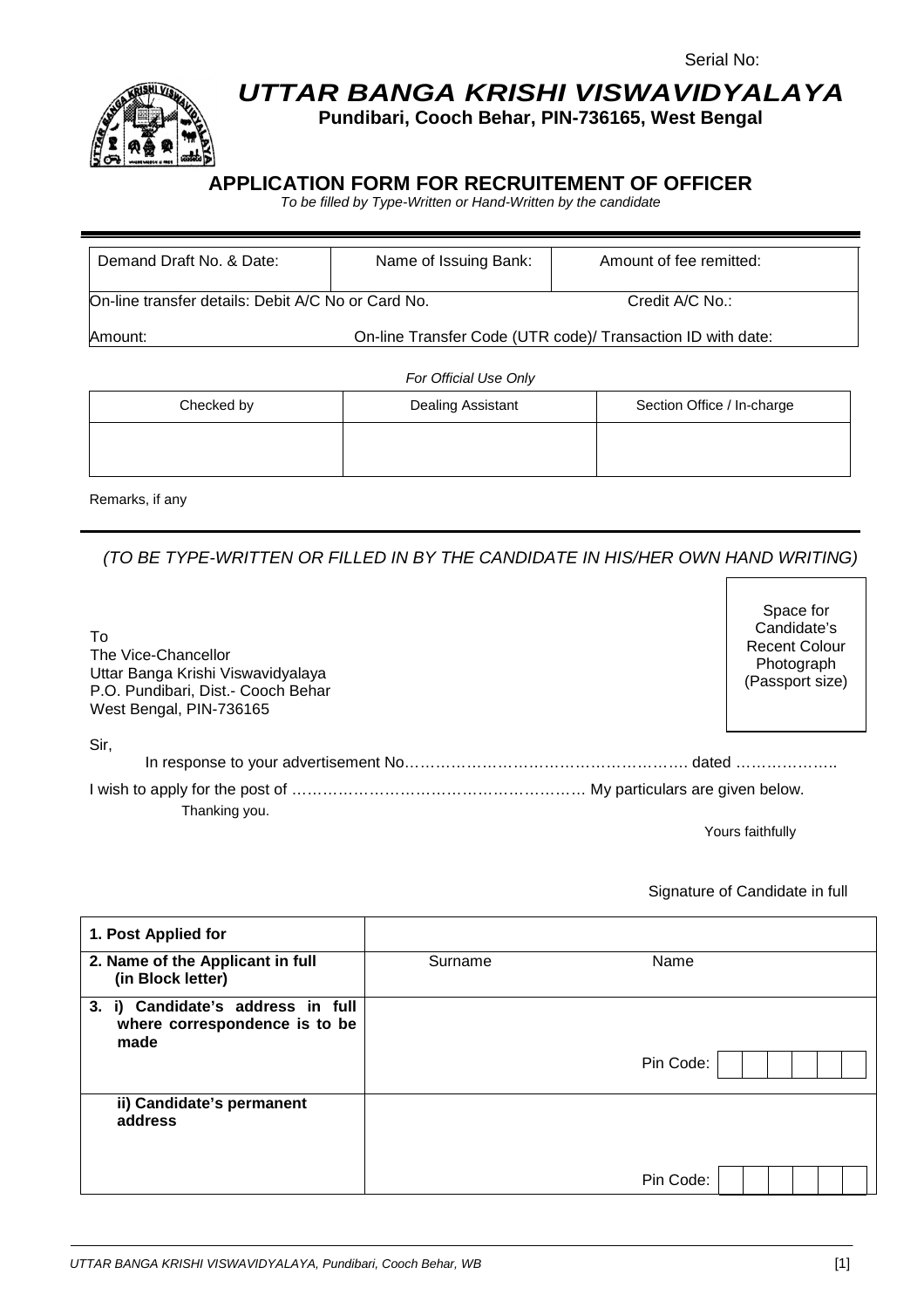Serial No:

# UTTAR BANGA KRISHI VISWAVIDYALAYA

**Pundibari, Cooch Behar, PIN-736165, West Bengal**

## APPLICATION FORM FOR RECRUITEMENT OF OFFICER

*To be filled by Type-Written or Hand-Written by the candidate*

| Demand Draft No. & Date: | Name of Issuing Bank: | Amount of fee remitted: |
|---|---|---|
| On-line transfer details: Debit A/C No or Card No. | | Credit A/C No.: |
| Amount: | On-line Transfer Code (UTR code)/ Transaction ID with date: | |

*For Official Use Only*

| Checked by | Dealing Assistant | Section Office / In-charge |
|---|---|---|
| | | |

Remarks, if any

*(TO BE TYPE-WRITTEN OR FILLED IN BY THE CANDIDATE IN HIS/HER OWN HAND WRITING)*

Space for Candidate's Recent Colour Photograph (Passport size)

To
The Vice-Chancellor
Uttar Banga Krishi Viswavidyalaya
P.O. Pundibari, Dist.- Cooch Behar
West Bengal, PIN-736165

Sir,

In response to your advertisement No………………………………………………. dated ………………..

I wish to apply for the post of ………………………………………………… My particulars are given below.

Thanking you.

Yours faithfully

Signature of Candidate in full

| | | |
|---|---|---|
| **1. Post Applied for** | | |
| **2. Name of the Applicant in full (in Block letter)** | Surname | Name |
| **3. i) Candidate's address in full where correspondence is to be made** | | Pin Code: |
| **ii) Candidate's permanent address** | | Pin Code: |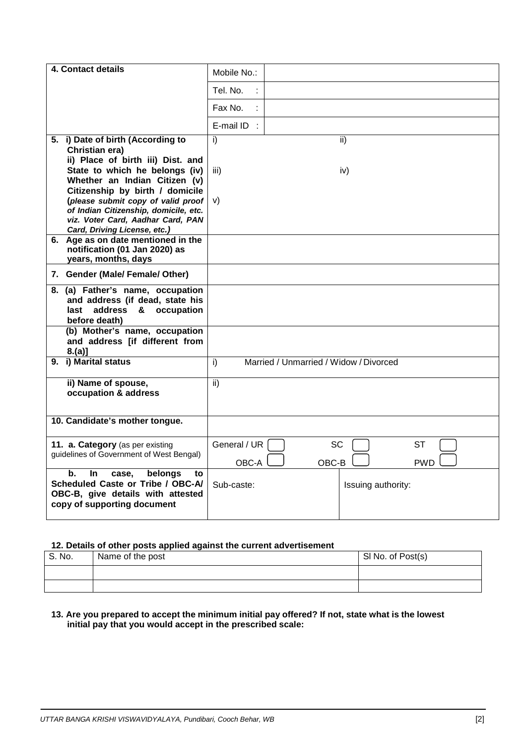| **4. Contact details** | Mobile No.: | |
|---|---|---|
| | Tel. No. : | |
| | Fax No. : | |
| | E-mail ID : | |
| **5. i) Date of birth (According to Christian era) ii) Place of birth iii) Dist. and State to which he belongs (iv) Whether an Indian Citizen (v) Citizenship by birth / domicile** (*please submit copy of valid proof of Indian Citizenship, domicile, etc. viz. Voter Card, Aadhar Card, PAN Card, Driving License, etc.*) | i) ii)<br>iii) iv)<br>v) | |
| **6. Age as on date mentioned in the notification (01 Jan 2020) as years, months, days** | | |
| **7. Gender (Male/ Female/ Other)** | | |
| **8. (a) Father's name, occupation and address (if dead, state his last address & occupation before death)** | | |
| **(b) Mother's name, occupation and address [if different from 8.(a)]** | | |
| **9. i) Marital status** | i) Married / Unmarried / Widow / Divorced | |
| **ii) Name of spouse, occupation & address** | ii) | |
| **10. Candidate's mother tongue.** | | |
| **11. a. Category** (as per existing guidelines of Government of West Bengal) | General / UR ☐ SC ☐ ST ☐<br>OBC-A ☐ OBC-B ☐ PWD ☐ | |
| **b. In case, belongs to Scheduled Caste or Tribe / OBC-A/ OBC-B, give details with attested copy of supporting document** | Sub-caste: | Issuing authority: |

**12. Details of other posts applied against the current advertisement**

| S. No. | Name of the post | Sl No. of Post(s) |
|---|---|---|
| | | |
| | | |

**13. Are you prepared to accept the minimum initial pay offered? If not, state what is the lowest initial pay that you would accept in the prescribed scale:**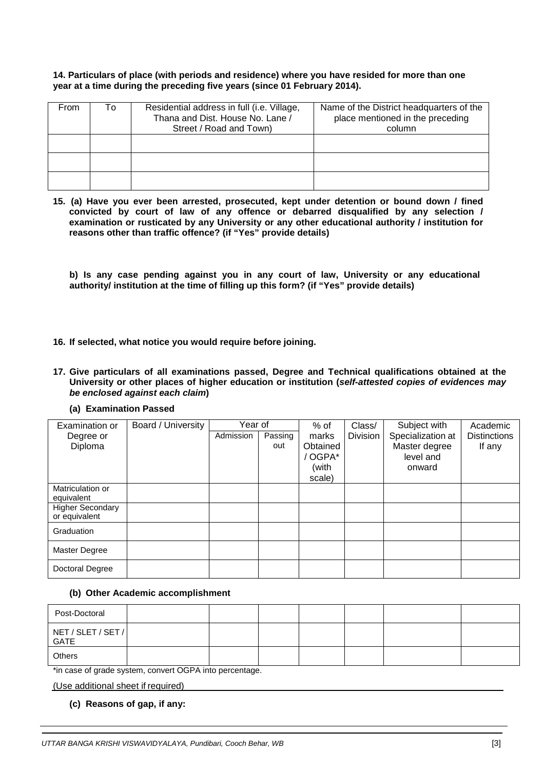**14. Particulars of place (with periods and residence) where you have resided for more than one year at a time during the preceding five years (since 01 February 2014).**

| From | To | Residential address in full (i.e. Village, Thana and Dist. House No. Lane / Street / Road and Town) | Name of the District headquarters of the place mentioned in the preceding column |
|---|---|---|---|
| | | | |
| | | | |
| | | | |

**15. (a) Have you ever been arrested, prosecuted, kept under detention or bound down / fined convicted by court of law of any offence or debarred disqualified by any selection / examination or rusticated by any University or any other educational authority / institution for reasons other than traffic offence? (if "Yes" provide details)**

**b) Is any case pending against you in any court of law, University or any educational authority/ institution at the time of filling up this form? (if "Yes" provide details)**

**16. If selected, what notice you would require before joining.**

**17. Give particulars of all examinations passed, Degree and Technical qualifications obtained at the University or other places of higher education or institution (*self-attested copies of evidences may be enclosed against each claim*)**

**(a) Examination Passed**

| Examination or Degree or Diploma | Board / University | Year of | | % of marks Obtained / OGPA* (with scale) | Class/ Division | Subject with Specialization at Master degree level and onward | Academic Distinctions If any |
|---|---|---|---|---|---|---|---|
| | | Admission | Passing out | | | | |
| Matriculation or equivalent | | | | | | | |
| Higher Secondary or equivalent | | | | | | | |
| Graduation | | | | | | | |
| Master Degree | | | | | | | |
| Doctoral Degree | | | | | | | |

**(b) Other Academic accomplishment**

| | | | | | | | |
|---|---|---|---|---|---|---|---|
| Post-Doctoral | | | | | | | |
| NET / SLET / SET / GATE | | | | | | | |
| Others | | | | | | | |

*in case of grade system, convert OGPA into percentage.

(Use additional sheet if required)

**(c) Reasons of gap, if any:**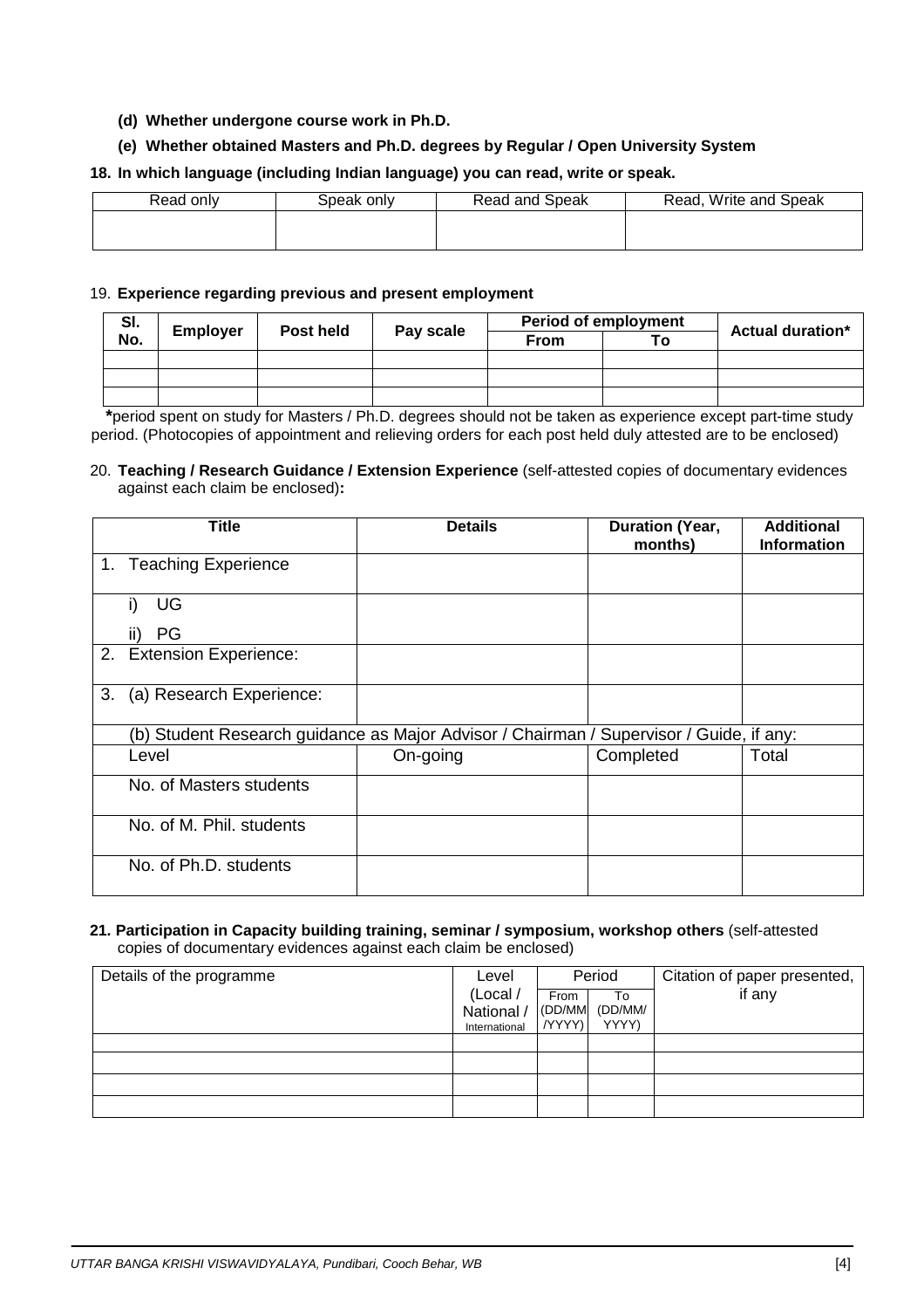**(d) Whether undergone course work in Ph.D.**

**(e) Whether obtained Masters and Ph.D. degrees by Regular / Open University System**

**18. In which language (including Indian language) you can read, write or speak.**

| Read only | Speak only | Read and Speak | Read, Write and Speak |
|---|---|---|---|
| | | | |

19. **Experience regarding previous and present employment**

| Sl. No. | Employer | Post held | Pay scale | Period of employment | | Actual duration* |
|---|---|---|---|---|---|---|
| | | | | From | To | |
| | | | | | | |
| | | | | | | |
| | | | | | | |

***period spent on study for Masters / Ph.D. degrees should not be taken as experience except part-time study period. (Photocopies of appointment and relieving orders for each post held duly attested are to be enclosed)

20. **Teaching / Research Guidance / Extension Experience** (self-attested copies of documentary evidences against each claim be enclosed)**:**

| Title | Details | Duration (Year, months) | Additional Information |
|---|---|---|---|
| 1. Teaching Experience | | | |
| i) UG<br>ii) PG | | | |
| 2. Extension Experience: | | | |
| 3. (a) Research Experience: | | | |
| (b) Student Research guidance as Major Advisor / Chairman / Supervisor / Guide, if any: | | | |
| Level | On-going | Completed | Total |
| No. of Masters students | | | |
| No. of M. Phil. students | | | |
| No. of Ph.D. students | | | |

**21. Participation in Capacity building training, seminar / symposium, workshop others** (self-attested copies of documentary evidences against each claim be enclosed)

| Details of the programme | Level (Local / National / International | Period | | Citation of paper presented, if any |
|---|---|---|---|---|
| | | From (DD/MM/YYYY) | To (DD/MM/YYYY) | |
| | | | | |
| | | | | |
| | | | | |
| | | | | |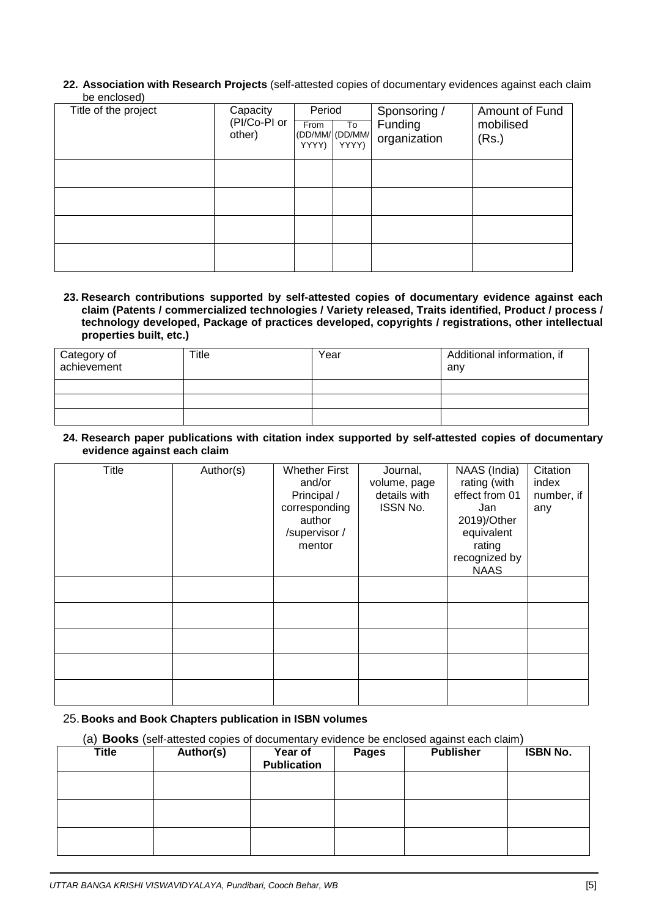**22. Association with Research Projects** (self-attested copies of documentary evidences against each claim be enclosed)

| Title of the project | Capacity (PI/Co-PI or other) | Period | | Sponsoring / Funding organization | Amount of Fund mobilised (Rs.) |
|---|---|---|---|---|---|
| | | From (DD/MM/YYYY) | To (DD/MM/YYYY) | | |
| | | | | | |
| | | | | | |
| | | | | | |
| | | | | | |

**23. Research contributions supported by self-attested copies of documentary evidence against each claim (Patents / commercialized technologies / Variety released, Traits identified, Product / process / technology developed, Package of practices developed, copyrights / registrations, other intellectual properties built, etc.)**

| Category of achievement | Title | Year | Additional information, if any |
|---|---|---|---|
| | | | |
| | | | |
| | | | |

**24. Research paper publications with citation index supported by self-attested copies of documentary evidence against each claim**

| Title | Author(s) | Whether First and/or Principal / corresponding author /supervisor / mentor | Journal, volume, page details with ISSN No. | NAAS (India) rating (with effect from 01 Jan 2019)/Other equivalent rating recognized by NAAS | Citation index number, if any |
|---|---|---|---|---|---|
| | | | | | |
| | | | | | |
| | | | | | |
| | | | | | |
| | | | | | |

25. **Books and Book Chapters publication in ISBN volumes**

(a) **Books** (self-attested copies of documentary evidence be enclosed against each claim)

| Title | Author(s) | Year of Publication | Pages | Publisher | ISBN No. |
|---|---|---|---|---|---|
| | | | | | |
| | | | | | |
| | | | | | |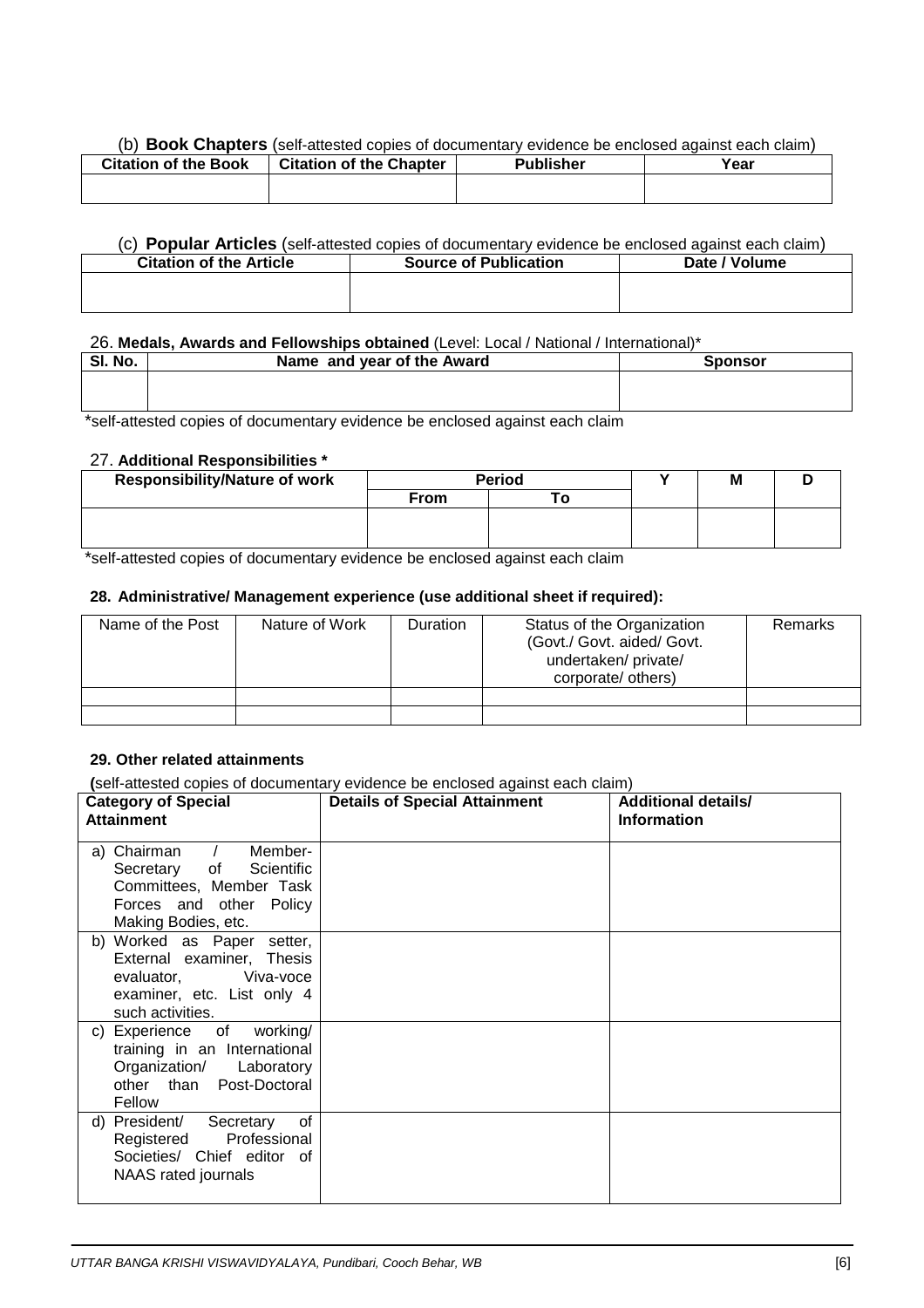(b) **Book Chapters** (self-attested copies of documentary evidence be enclosed against each claim)

| Citation of the Book | Citation of the Chapter | Publisher | Year |
|---|---|---|---|
| | | | |

(c) **Popular Articles** (self-attested copies of documentary evidence be enclosed against each claim)

| Citation of the Article | Source of Publication | Date / Volume |
|---|---|---|
| | | |

26. **Medals, Awards and Fellowships obtained** (Level: Local / National / International)*

| Sl. No. | Name and year of the Award | Sponsor |
|---|---|---|
| | | |

*self-attested copies of documentary evidence be enclosed against each claim

27. **Additional Responsibilities ***

| Responsibility/Nature of work | Period | | Y | M | D |
|---|---|---|---|---|---|
| | From | To | | | |
| | | | | | |

*self-attested copies of documentary evidence be enclosed against each claim

**28. Administrative/ Management experience (use additional sheet if required):**

| Name of the Post | Nature of Work | Duration | Status of the Organization (Govt./ Govt. aided/ Govt. undertaken/ private/ corporate/ others) | Remarks |
|---|---|---|---|---|
| | | | | |
| | | | | |

**29. Other related attainments**

**(**self-attested copies of documentary evidence be enclosed against each claim)

| Category of Special Attainment | Details of Special Attainment | Additional details/ Information |
|---|---|---|
| a) Chairman / Member-Secretary of Scientific Committees, Member Task Forces and other Policy Making Bodies, etc. | | |
| b) Worked as Paper setter, External examiner, Thesis evaluator, Viva-voce examiner, etc. List only 4 such activities. | | |
| c) Experience of working/ training in an International Organization/ Laboratory other than Post-Doctoral Fellow | | |
| d) President/ Secretary of Registered Professional Societies/ Chief editor of NAAS rated journals | | |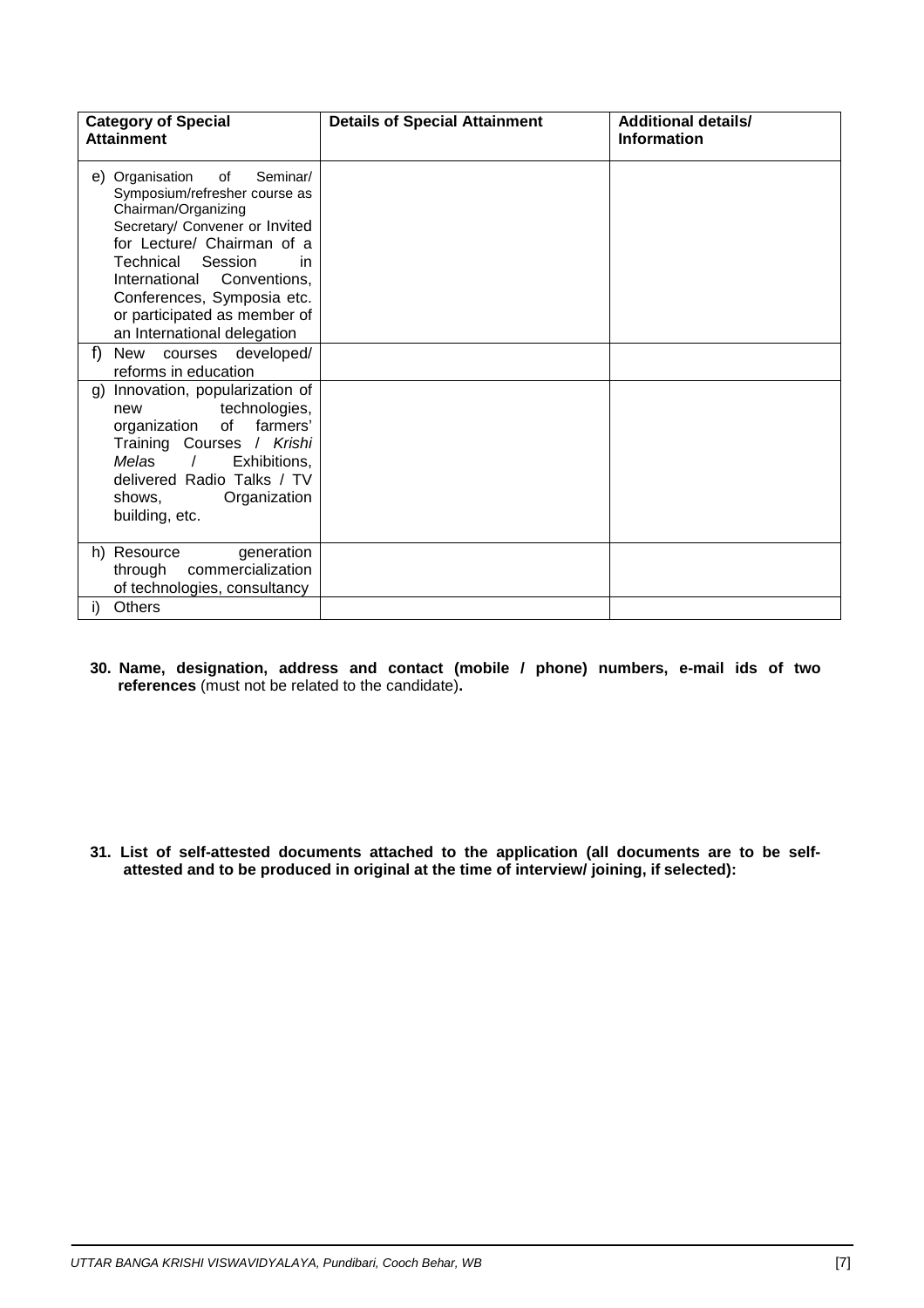| Category of Special Attainment | Details of Special Attainment | Additional details/ Information |
|---|---|---|
| e) Organisation of Seminar/ Symposium/refresher course as Chairman/Organizing Secretary/ Convener or Invited for Lecture/ Chairman of a Technical Session in International Conventions, Conferences, Symposia etc. or participated as member of an International delegation | | |
| f) New courses developed/ reforms in education | | |
| g) Innovation, popularization of new technologies, organization of farmers' Training Courses / *Krishi Melas* / Exhibitions, delivered Radio Talks / TV shows, Organization building, etc. | | |
| h) Resource generation through commercialization of technologies, consultancy | | |
| i) Others | | |

**30. Name, designation, address and contact (mobile / phone) numbers, e-mail ids of two references** (must not be related to the candidate)**.**

**31. List of self-attested documents attached to the application (all documents are to be self-attested and to be produced in original at the time of interview/ joining, if selected):**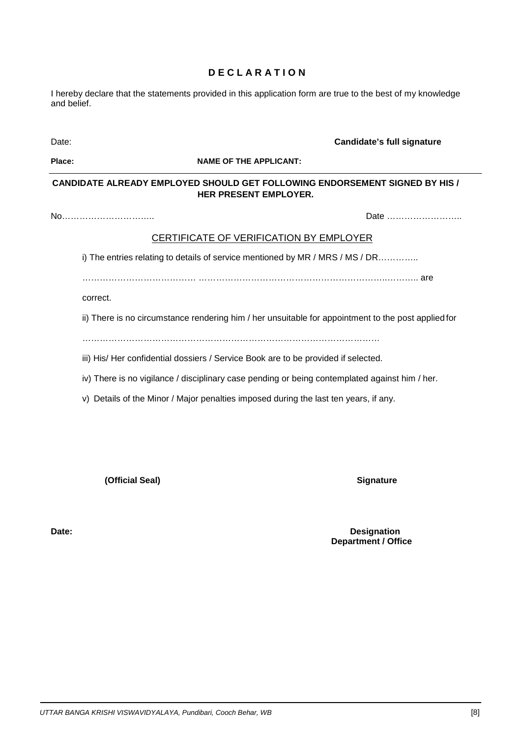# D E C L A R A T I O N

I hereby declare that the statements provided in this application form are true to the best of my knowledge and belief.

Date: **Candidate's full signature**

**Place:** **NAME OF THE APPLICANT:**

---

**CANDIDATE ALREADY EMPLOYED SHOULD GET FOLLOWING ENDORSEMENT SIGNED BY HIS / HER PRESENT EMPLOYER.**

No………………………….. Date ……………………..

## CERTIFICATE OF VERIFICATION BY EMPLOYER

i) The entries relating to details of service mentioned by MR / MRS / MS / DR…………..

………………………………… ……………………………………………………..……….. are

correct.

ii) There is no circumstance rendering him / her unsuitable for appointment to the post applied for

……………………………………………………………………………………….

iii) His/ Her confidential dossiers / Service Book are to be provided if selected.

iv) There is no vigilance / disciplinary case pending or being contemplated against him / her.

v) Details of the Minor / Major penalties imposed during the last ten years, if any.

**(Official Seal)** **Signature**

**Date:** **Designation**
**Department / Office**